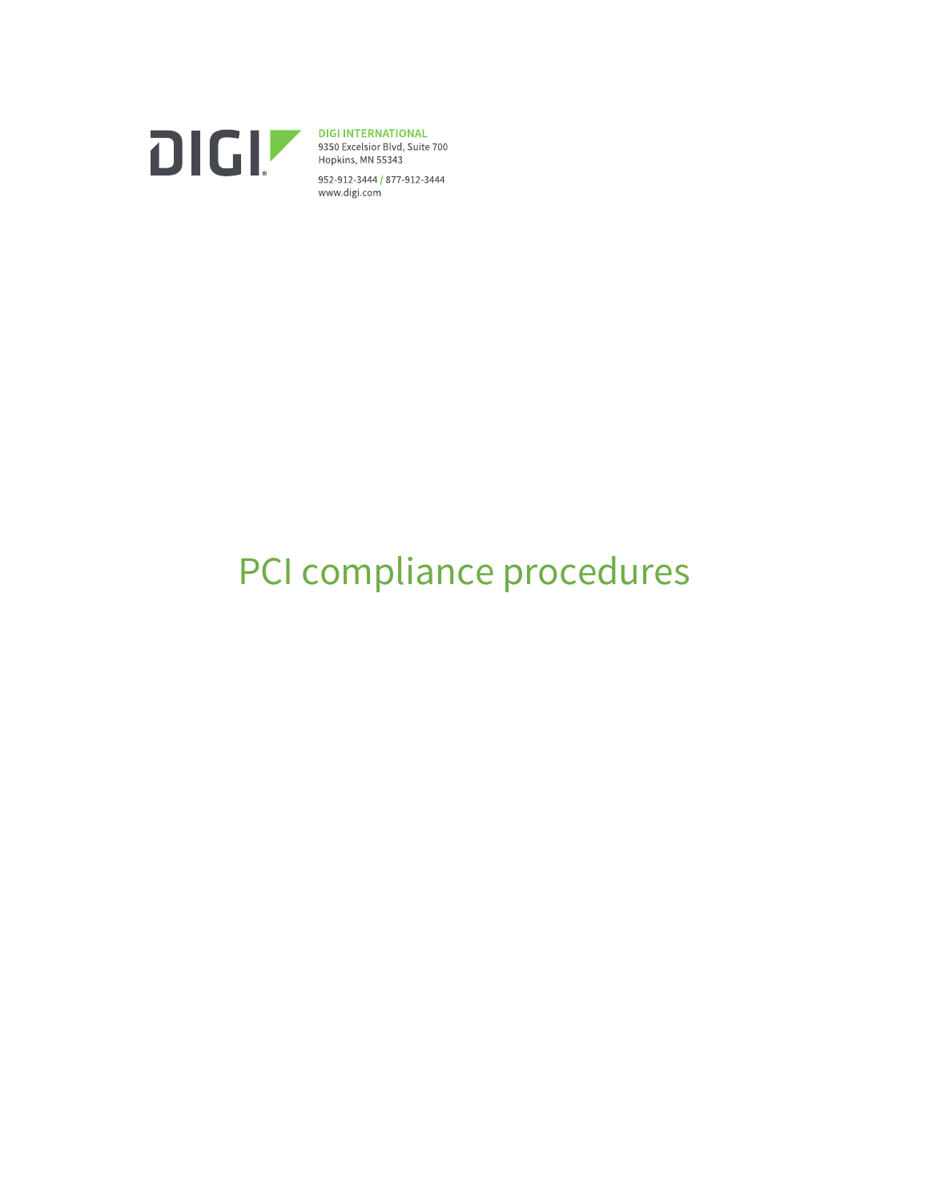DIGI INTERNATIONAL
9350 Excelsior Blvd, Suite 700
Hopkins, MN 55343

952-912-3444 / 877-912-3444
www.digi.com

# PCI compliance procedures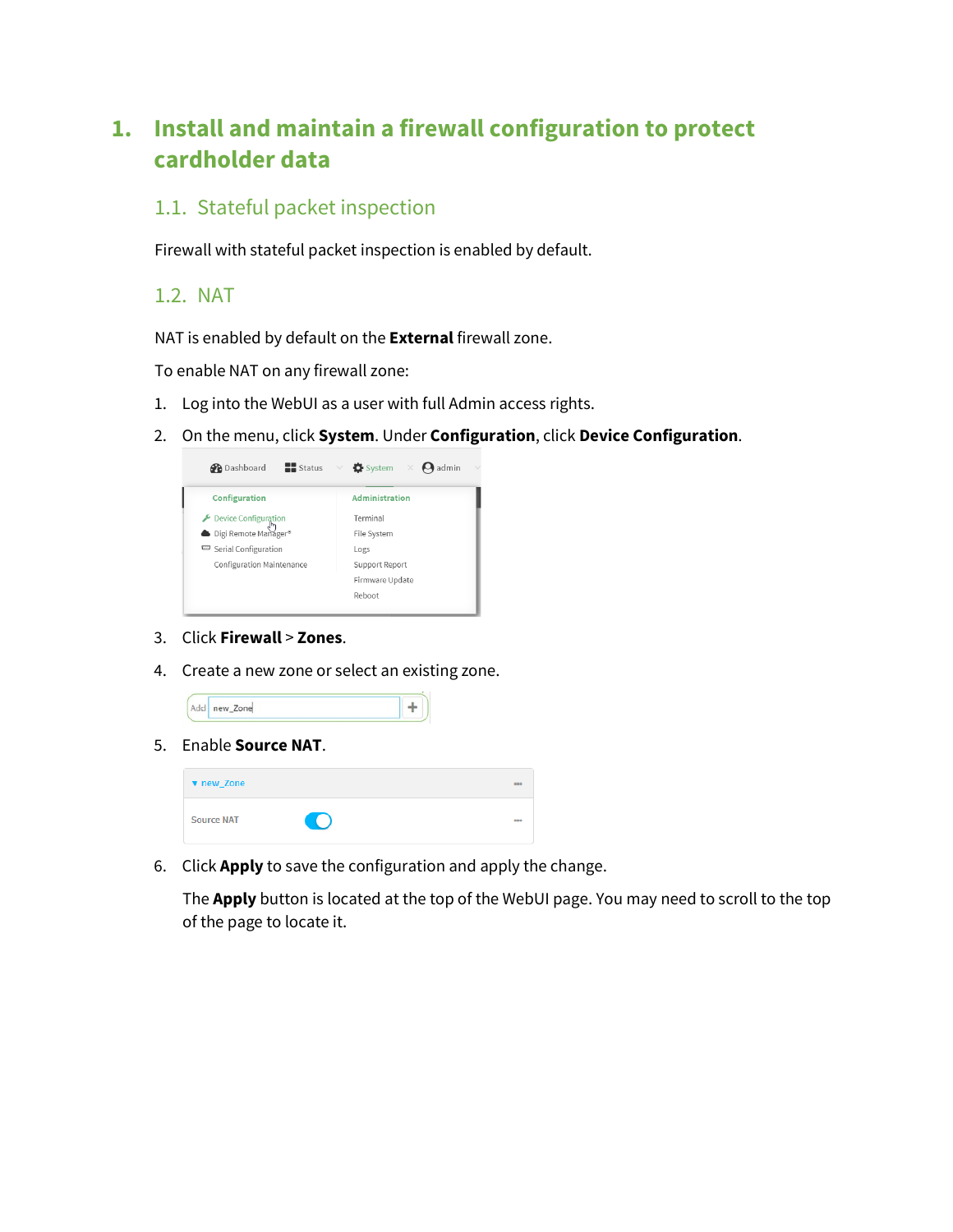# 1. Install and maintain a firewall configuration to protect cardholder data

## 1.1. Stateful packet inspection

Firewall with stateful packet inspection is enabled by default.

## 1.2. NAT

NAT is enabled by default on the **External** firewall zone.

To enable NAT on any firewall zone:

1. Log into the WebUI as a user with full Admin access rights.
2. On the menu, click **System**. Under **Configuration**, click **Device Configuration**.
3. Click **Firewall** > **Zones**.
4. Create a new zone or select an existing zone.
5. Enable **Source NAT**.
6. Click **Apply** to save the configuration and apply the change.

   The **Apply** button is located at the top of the WebUI page. You may need to scroll to the top of the page to locate it.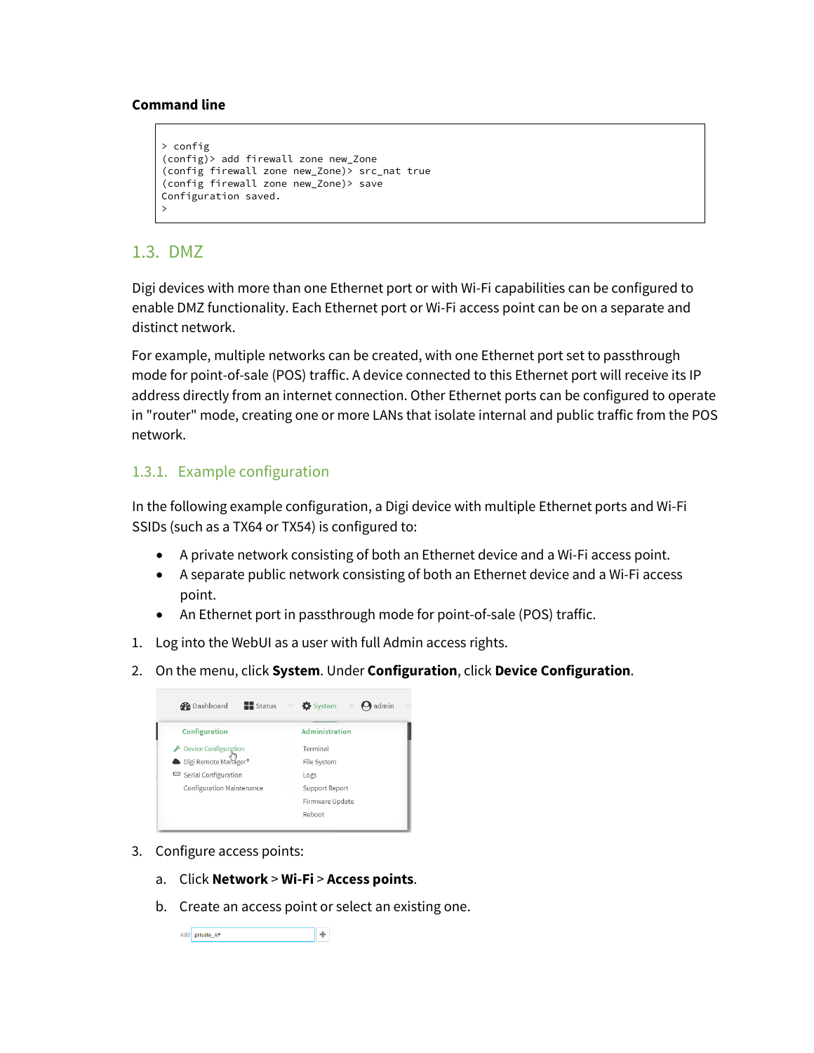**Command line**

```
> config
(config)> add firewall zone new_Zone
(config firewall zone new_Zone)> src_nat true
(config firewall zone new_Zone)> save
Configuration saved.
>
```

## 1.3. DMZ

Digi devices with more than one Ethernet port or with Wi-Fi capabilities can be configured to enable DMZ functionality. Each Ethernet port or Wi-Fi access point can be on a separate and distinct network.

For example, multiple networks can be created, with one Ethernet port set to passthrough mode for point-of-sale (POS) traffic. A device connected to this Ethernet port will receive its IP address directly from an internet connection. Other Ethernet ports can be configured to operate in "router" mode, creating one or more LANs that isolate internal and public traffic from the POS network.

### 1.3.1. Example configuration

In the following example configuration, a Digi device with multiple Ethernet ports and Wi-Fi SSIDs (such as a TX64 or TX54) is configured to:

- A private network consisting of both an Ethernet device and a Wi-Fi access point.
- A separate public network consisting of both an Ethernet device and a Wi-Fi access point.
- An Ethernet port in passthrough mode for point-of-sale (POS) traffic.

1. Log into the WebUI as a user with full Admin access rights.
2. On the menu, click **System**. Under **Configuration**, click **Device Configuration**.
3. Configure access points:
   a. Click **Network** > **Wi-Fi** > **Access points**.
   b. Create an access point or select an existing one.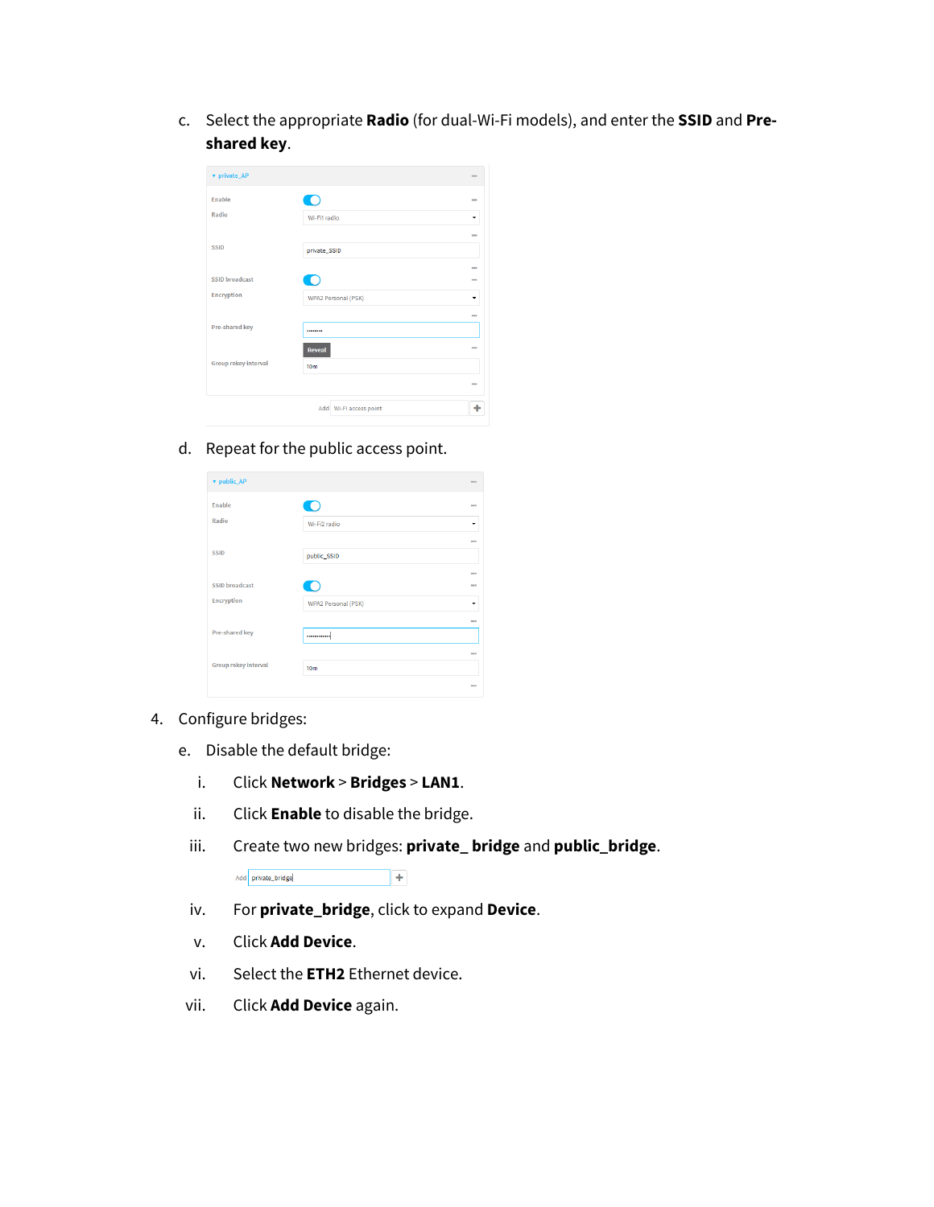c. Select the appropriate **Radio** (for dual-Wi-Fi models), and enter the **SSID** and **Pre-shared key**.

d. Repeat for the public access point.

4. Configure bridges:

   e. Disable the default bridge:

      i. Click **Network** > **Bridges** > **LAN1**.

      ii. Click **Enable** to disable the bridge.

      iii. Create two new bridges: **private_ bridge** and **public_bridge**.

      iv. For **private_bridge**, click to expand **Device**.

      v. Click **Add Device**.

      vi. Select the **ETH2** Ethernet device.

      vii. Click **Add Device** again.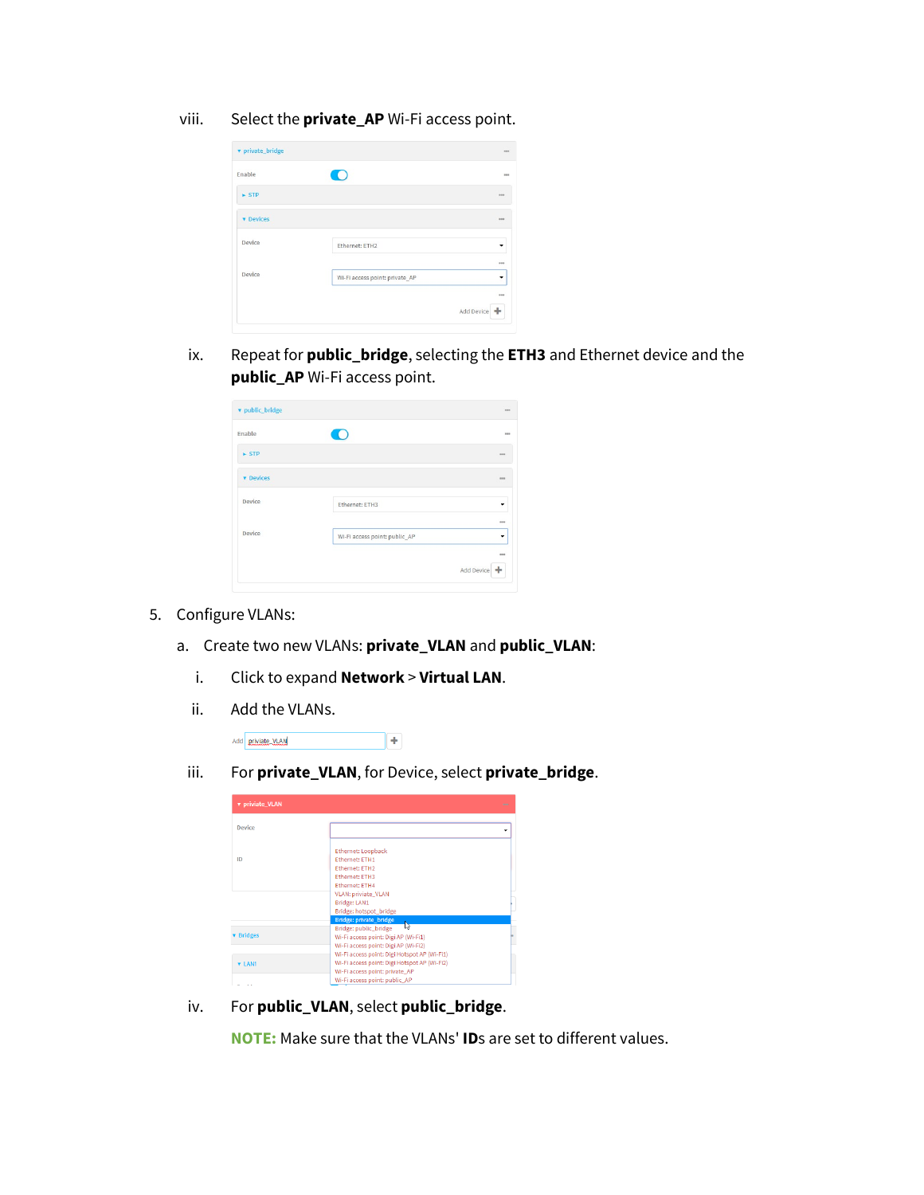viii. Select the **private_AP** Wi-Fi access point.

ix. Repeat for **public_bridge**, selecting the **ETH3** and Ethernet device and the **public_AP** Wi-Fi access point.

5. Configure VLANs:

   a. Create two new VLANs: **private_VLAN** and **public_VLAN**:

      i. Click to expand **Network** > **Virtual LAN**.

      ii. Add the VLANs.

      iii. For **private_VLAN**, for Device, select **private_bridge**.

      iv. For **public_VLAN**, select **public_bridge**.

      **NOTE:** Make sure that the VLANs' **ID**s are set to different values.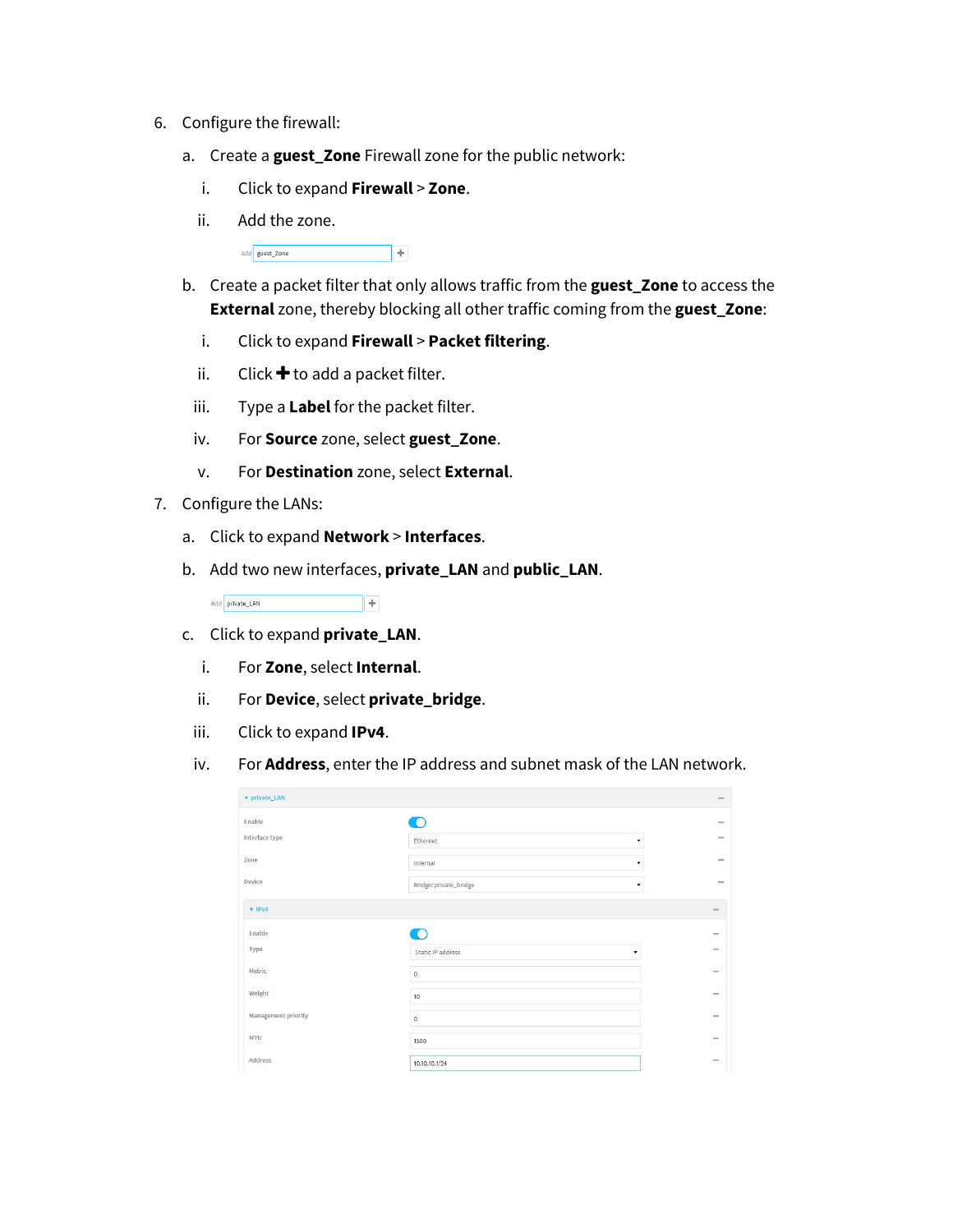6. Configure the firewall:

   a. Create a **guest_Zone** Firewall zone for the public network:

      i. Click to expand **Firewall** > **Zone**.

      ii. Add the zone.

   b. Create a packet filter that only allows traffic from the **guest_Zone** to access the **External** zone, thereby blocking all other traffic coming from the **guest_Zone**:

      i. Click to expand **Firewall** > **Packet filtering**.

      ii. Click **+** to add a packet filter.

      iii. Type a **Label** for the packet filter.

      iv. For **Source** zone, select **guest_Zone**.

      v. For **Destination** zone, select **External**.

7. Configure the LANs:

   a. Click to expand **Network** > **Interfaces**.

   b. Add two new interfaces, **private_LAN** and **public_LAN**.

   c. Click to expand **private_LAN**.

      i. For **Zone**, select **Internal**.

      ii. For **Device**, select **private_bridge**.

      iii. Click to expand **IPv4**.

      iv. For **Address**, enter the IP address and subnet mask of the LAN network.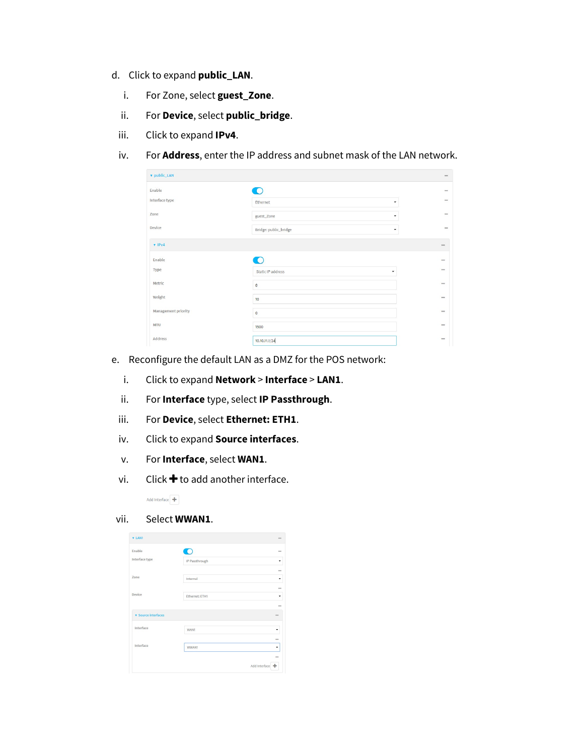d. Click to expand **public_LAN**.

   i. For Zone, select **guest_Zone**.

   ii. For **Device**, select **public_bridge**.

   iii. Click to expand **IPv4**.

   iv. For **Address**, enter the IP address and subnet mask of the LAN network.

e. Reconfigure the default LAN as a DMZ for the POS network:

   i. Click to expand **Network** > **Interface** > **LAN1**.

   ii. For **Interface** type, select **IP Passthrough**.

   iii. For **Device**, select **Ethernet: ETH1**.

   iv. Click to expand **Source interfaces**.

   v. For **Interface**, select **WAN1**.

   vi. Click ✚ to add another interface.

   vii. Select **WWAN1**.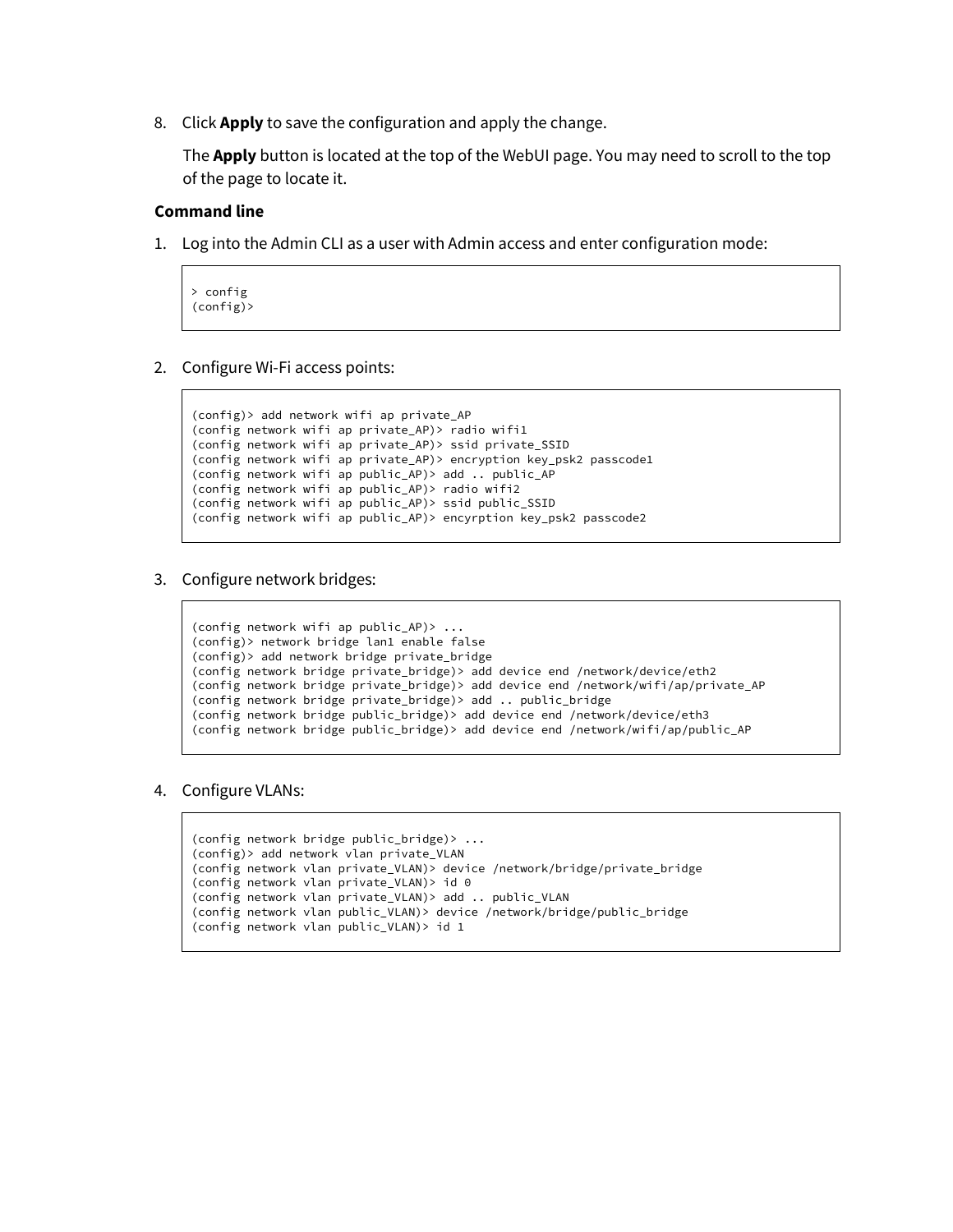8. Click **Apply** to save the configuration and apply the change.

   The **Apply** button is located at the top of the WebUI page. You may need to scroll to the top of the page to locate it.

**Command line**

1. Log into the Admin CLI as a user with Admin access and enter configuration mode:

```
> config
(config)>
```

2. Configure Wi-Fi access points:

```
(config)> add network wifi ap private_AP
(config network wifi ap private_AP)> radio wifi1
(config network wifi ap private_AP)> ssid private_SSID
(config network wifi ap private_AP)> encryption key_psk2 passcode1
(config network wifi ap public_AP)> add .. public_AP
(config network wifi ap public_AP)> radio wifi2
(config network wifi ap public_AP)> ssid public_SSID
(config network wifi ap public_AP)> encyrption key_psk2 passcode2
```

3. Configure network bridges:

```
(config network wifi ap public_AP)> ...
(config)> network bridge lan1 enable false
(config)> add network bridge private_bridge
(config network bridge private_bridge)> add device end /network/device/eth2
(config network bridge private_bridge)> add device end /network/wifi/ap/private_AP
(config network bridge private_bridge)> add .. public_bridge
(config network bridge public_bridge)> add device end /network/device/eth3
(config network bridge public_bridge)> add device end /network/wifi/ap/public_AP
```

4. Configure VLANs:

```
(config network bridge public_bridge)> ...
(config)> add network vlan private_VLAN
(config network vlan private_VLAN)> device /network/bridge/private_bridge
(config network vlan private_VLAN)> id 0
(config network vlan private_VLAN)> add .. public_VLAN
(config network vlan public_VLAN)> device /network/bridge/public_bridge
(config network vlan public_VLAN)> id 1
```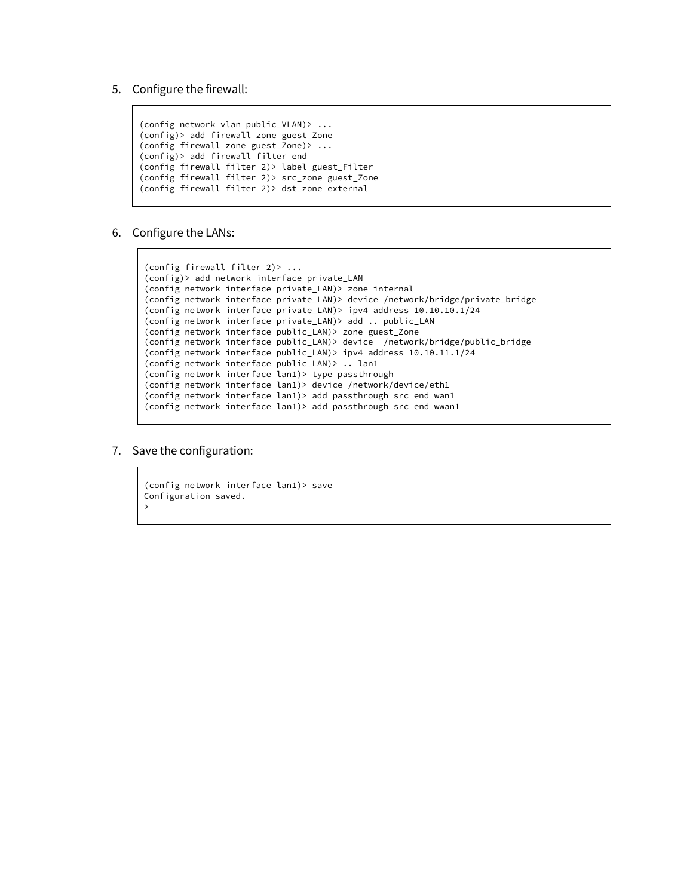5. Configure the firewall:

```
(config network vlan public_VLAN)> ...
(config)> add firewall zone guest_Zone
(config firewall zone guest_Zone)> ...
(config)> add firewall filter end
(config firewall filter 2)> label guest_Filter
(config firewall filter 2)> src_zone guest_Zone
(config firewall filter 2)> dst_zone external
```

6. Configure the LANs:

```
(config firewall filter 2)> ...
(config)> add network interface private_LAN
(config network interface private_LAN)> zone internal
(config network interface private_LAN)> device /network/bridge/private_bridge
(config network interface private_LAN)> ipv4 address 10.10.10.1/24
(config network interface private_LAN)> add .. public_LAN
(config network interface public_LAN)> zone guest_Zone
(config network interface public_LAN)> device  /network/bridge/public_bridge
(config network interface public_LAN)> ipv4 address 10.10.11.1/24
(config network interface public_LAN)> .. lan1
(config network interface lan1)> type passthrough
(config network interface lan1)> device /network/device/eth1
(config network interface lan1)> add passthrough src end wan1
(config network interface lan1)> add passthrough src end wwan1
```

7. Save the configuration:

```
(config network interface lan1)> save
Configuration saved.
>
```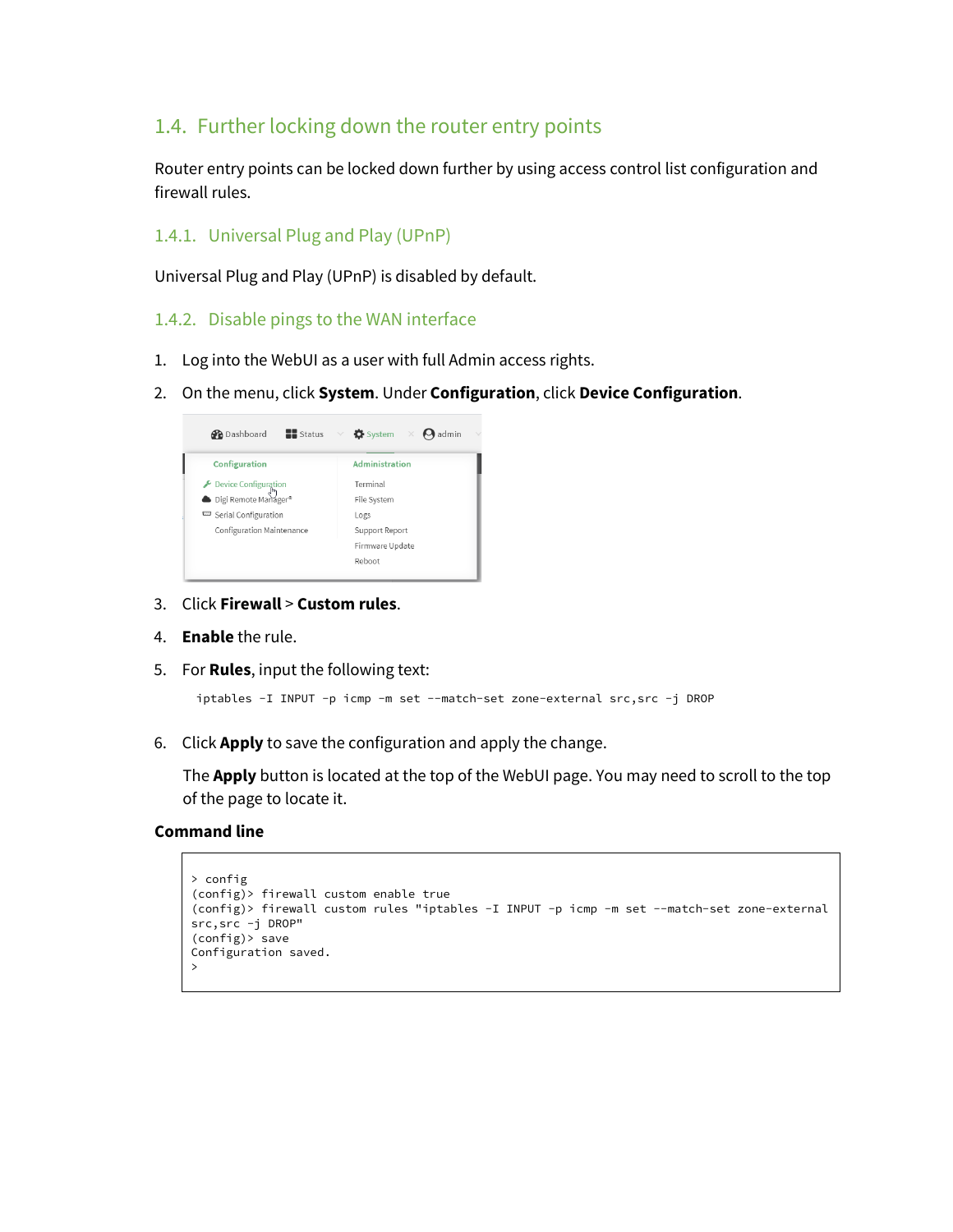## 1.4. Further locking down the router entry points

Router entry points can be locked down further by using access control list configuration and firewall rules.

### 1.4.1. Universal Plug and Play (UPnP)

Universal Plug and Play (UPnP) is disabled by default.

### 1.4.2. Disable pings to the WAN interface

1. Log into the WebUI as a user with full Admin access rights.
2. On the menu, click **System**. Under **Configuration**, click **Device Configuration**.
3. Click **Firewall** > **Custom rules**.
4. **Enable** the rule.
5. For **Rules**, input the following text:

   ```
   iptables -I INPUT -p icmp -m set --match-set zone-external src,src -j DROP
   ```

6. Click **Apply** to save the configuration and apply the change.

   The **Apply** button is located at the top of the WebUI page. You may need to scroll to the top of the page to locate it.

**Command line**

```
> config
(config)> firewall custom enable true
(config)> firewall custom rules "iptables -I INPUT -p icmp -m set --match-set zone-external
src,src -j DROP"
(config)> save
Configuration saved.
>
```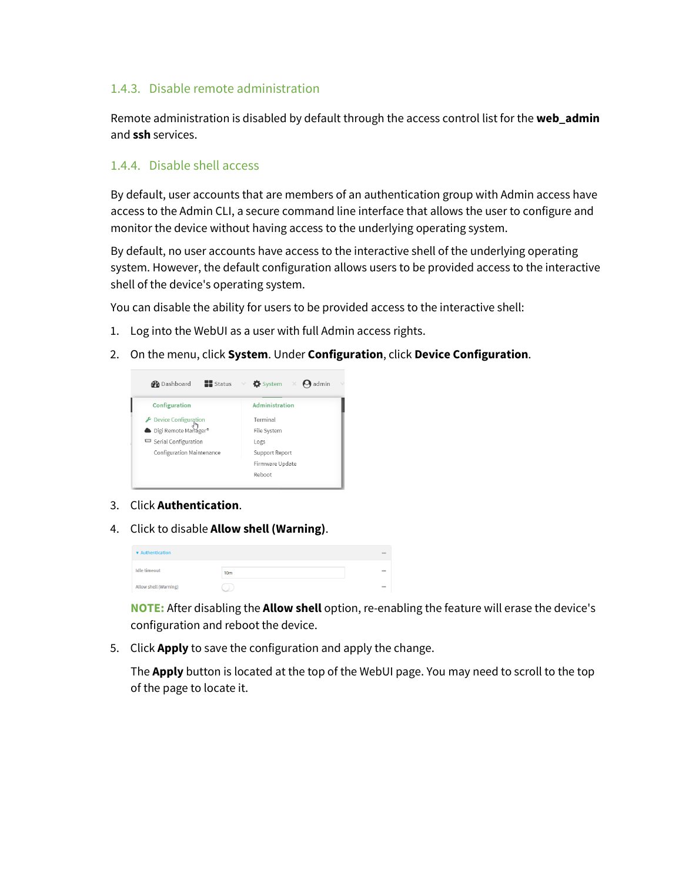### 1.4.3. Disable remote administration

Remote administration is disabled by default through the access control list for the **web_admin** and **ssh** services.

### 1.4.4. Disable shell access

By default, user accounts that are members of an authentication group with Admin access have access to the Admin CLI, a secure command line interface that allows the user to configure and monitor the device without having access to the underlying operating system.

By default, no user accounts have access to the interactive shell of the underlying operating system. However, the default configuration allows users to be provided access to the interactive shell of the device's operating system.

You can disable the ability for users to be provided access to the interactive shell:

1. Log into the WebUI as a user with full Admin access rights.
2. On the menu, click **System**. Under **Configuration**, click **Device Configuration**.
3. Click **Authentication**.
4. Click to disable **Allow shell (Warning)**.

   **NOTE:** After disabling the **Allow shell** option, re-enabling the feature will erase the device's configuration and reboot the device.

5. Click **Apply** to save the configuration and apply the change.

   The **Apply** button is located at the top of the WebUI page. You may need to scroll to the top of the page to locate it.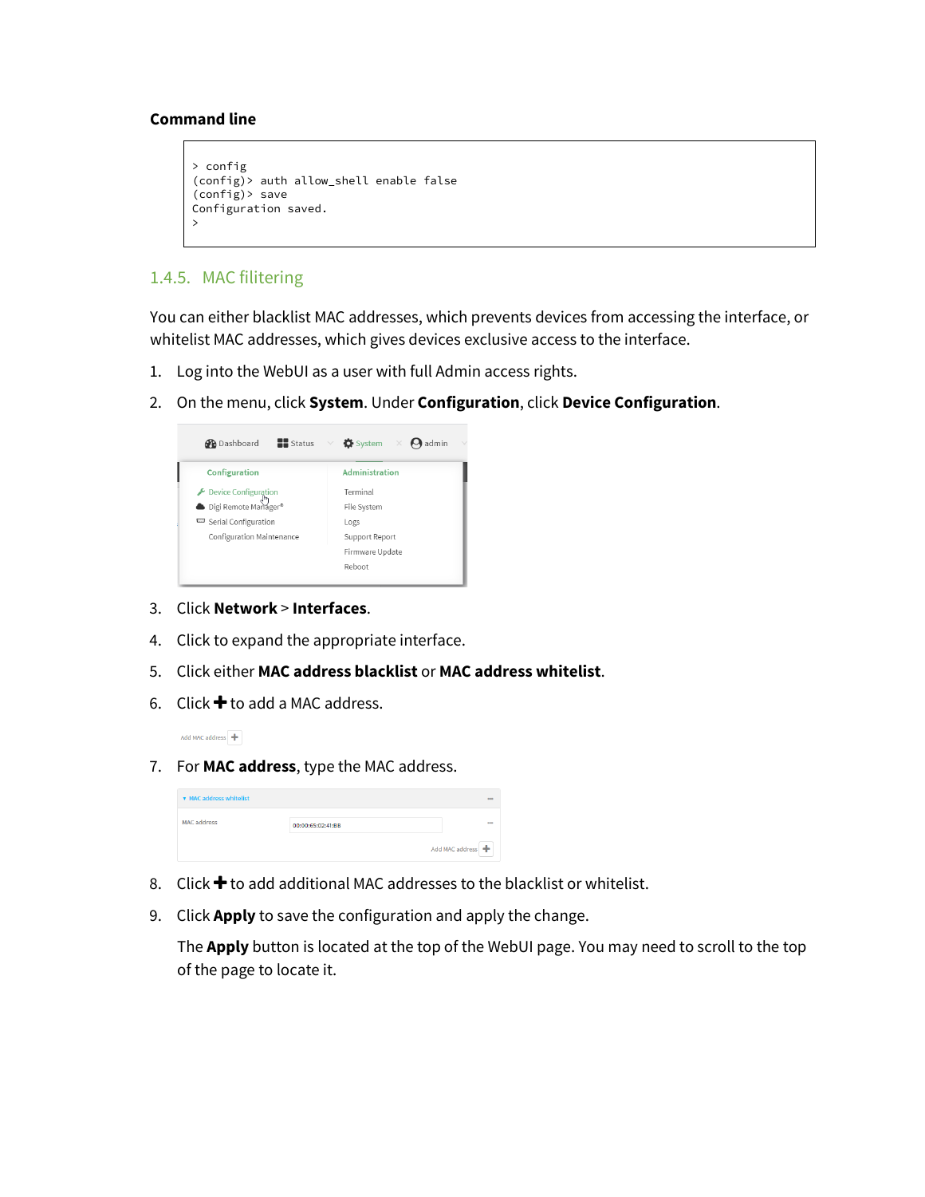#### Command line

```
> config
(config)> auth allow_shell enable false
(config)> save
Configuration saved.
>
```

### 1.4.5. MAC filitering

You can either blacklist MAC addresses, which prevents devices from accessing the interface, or whitelist MAC addresses, which gives devices exclusive access to the interface.

1. Log into the WebUI as a user with full Admin access rights.
2. On the menu, click **System**. Under **Configuration**, click **Device Configuration**.
3. Click **Network** > **Interfaces**.
4. Click to expand the appropriate interface.
5. Click either **MAC address blacklist** or **MAC address whitelist**.
6. Click ✚ to add a MAC address.
7. For **MAC address**, type the MAC address.
8. Click ✚ to add additional MAC addresses to the blacklist or whitelist.
9. Click **Apply** to save the configuration and apply the change.

   The **Apply** button is located at the top of the WebUI page. You may need to scroll to the top of the page to locate it.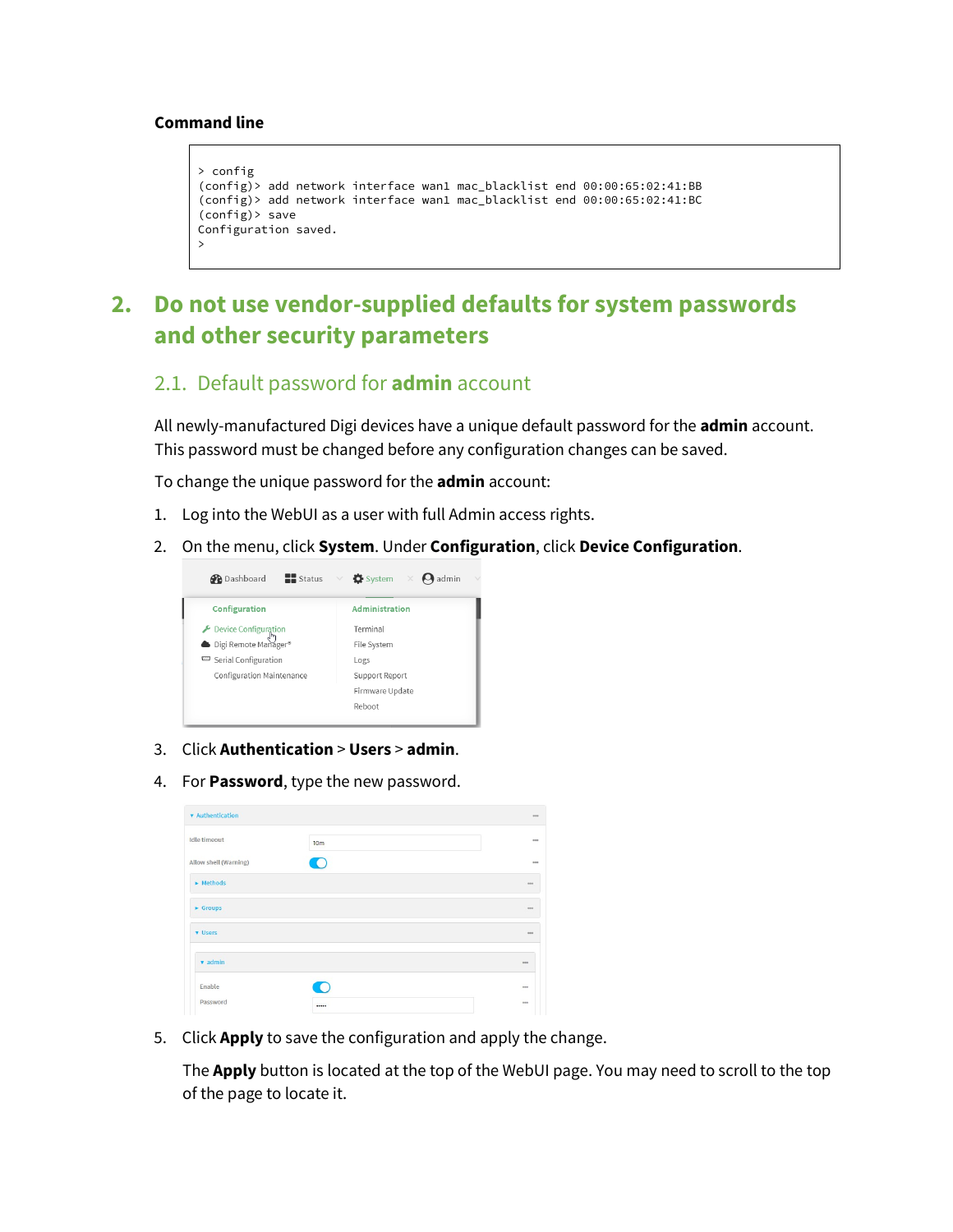**Command line**

```
> config
(config)> add network interface wan1 mac_blacklist end 00:00:65:02:41:BB
(config)> add network interface wan1 mac_blacklist end 00:00:65:02:41:BC
(config)> save
Configuration saved.
>
```

## 2. Do not use vendor-supplied defaults for system passwords and other security parameters

### 2.1. Default password for **admin** account

All newly-manufactured Digi devices have a unique default password for the **admin** account. This password must be changed before any configuration changes can be saved.

To change the unique password for the **admin** account:

1. Log into the WebUI as a user with full Admin access rights.
2. On the menu, click **System**. Under **Configuration**, click **Device Configuration**.
3. Click **Authentication** > **Users** > **admin**.
4. For **Password**, type the new password.
5. Click **Apply** to save the configuration and apply the change.

   The **Apply** button is located at the top of the WebUI page. You may need to scroll to the top of the page to locate it.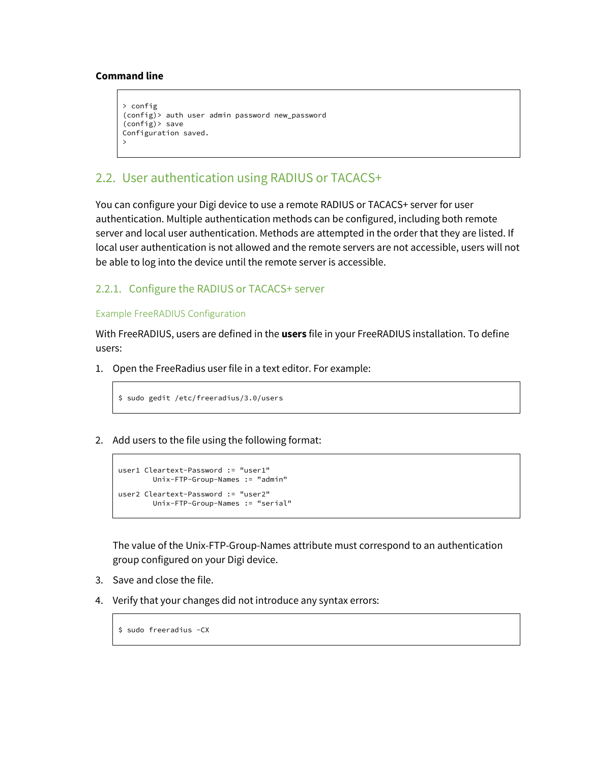**Command line**

```
> config
(config)> auth user admin password new_password
(config)> save
Configuration saved.
>
```

## 2.2. User authentication using RADIUS or TACACS+

You can configure your Digi device to use a remote RADIUS or TACACS+ server for user authentication. Multiple authentication methods can be configured, including both remote server and local user authentication. Methods are attempted in the order that they are listed. If local user authentication is not allowed and the remote servers are not accessible, users will not be able to log into the device until the remote server is accessible.

### 2.2.1. Configure the RADIUS or TACACS+ server

#### Example FreeRADIUS Configuration

With FreeRADIUS, users are defined in the **users** file in your FreeRADIUS installation. To define users:

1. Open the FreeRadius user file in a text editor. For example:

   ```
   $ sudo gedit /etc/freeradius/3.0/users
   ```

2. Add users to the file using the following format:

   ```
   user1 Cleartext-Password := "user1"
           Unix-FTP-Group-Names := "admin"
   user2 Cleartext-Password := "user2"
           Unix-FTP-Group-Names := "serial"
   ```

   The value of the Unix-FTP-Group-Names attribute must correspond to an authentication group configured on your Digi device.

3. Save and close the file.

4. Verify that your changes did not introduce any syntax errors:

   ```
   $ sudo freeradius -CX
   ```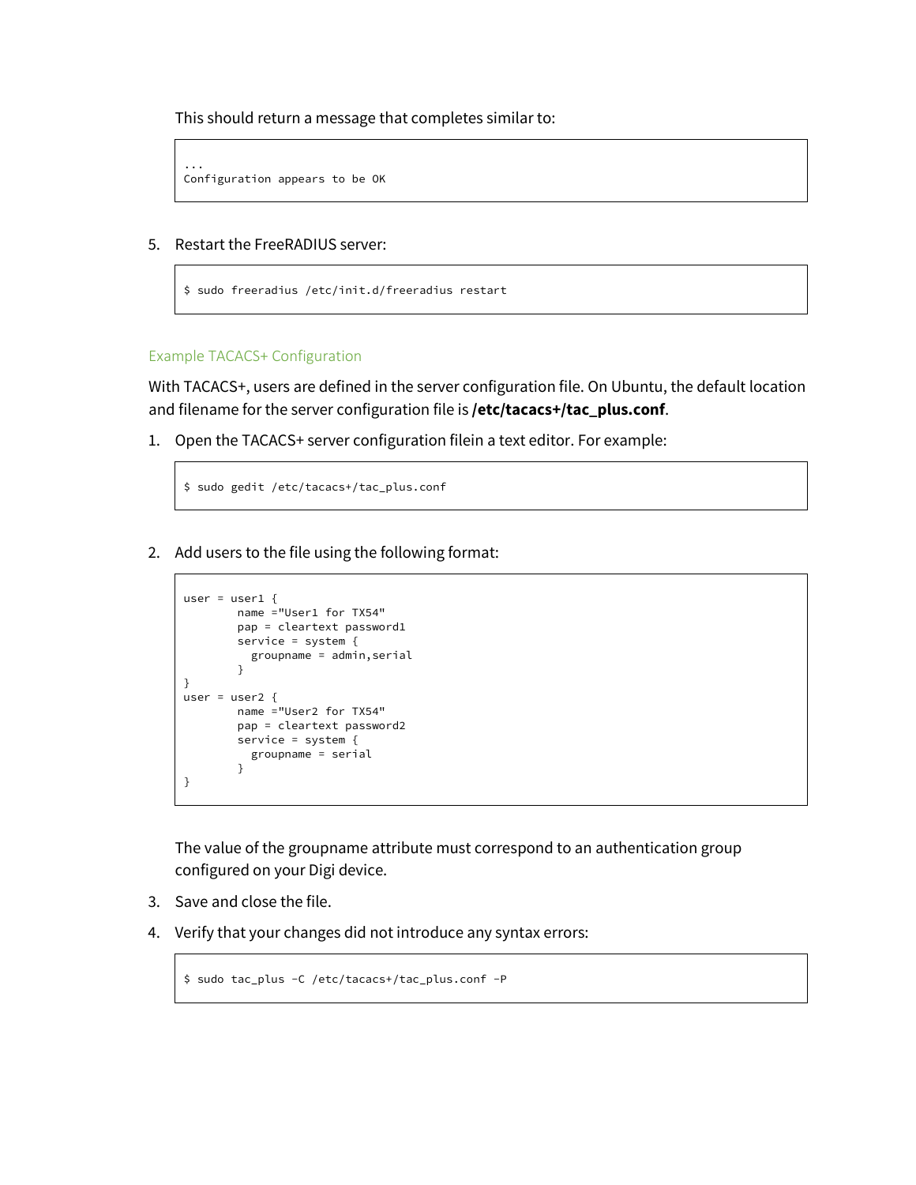This should return a message that completes similar to:

```
...
Configuration appears to be OK
```

5. Restart the FreeRADIUS server:

```
$ sudo freeradius /etc/init.d/freeradius restart
```

### Example TACACS+ Configuration

With TACACS+, users are defined in the server configuration file. On Ubuntu, the default location and filename for the server configuration file is **/etc/tacacs+/tac_plus.conf**.

1. Open the TACACS+ server configuration filein a text editor. For example:

```
$ sudo gedit /etc/tacacs+/tac_plus.conf
```

2. Add users to the file using the following format:

```
user = user1 {
        name ="User1 for TX54"
        pap = cleartext password1
        service = system {
          groupname = admin,serial
        }
}
user = user2 {
        name ="User2 for TX54"
        pap = cleartext password2
        service = system {
          groupname = serial
        }
}
```

The value of the groupname attribute must correspond to an authentication group configured on your Digi device.

3. Save and close the file.

4. Verify that your changes did not introduce any syntax errors:

```
$ sudo tac_plus -C /etc/tacacs+/tac_plus.conf -P
```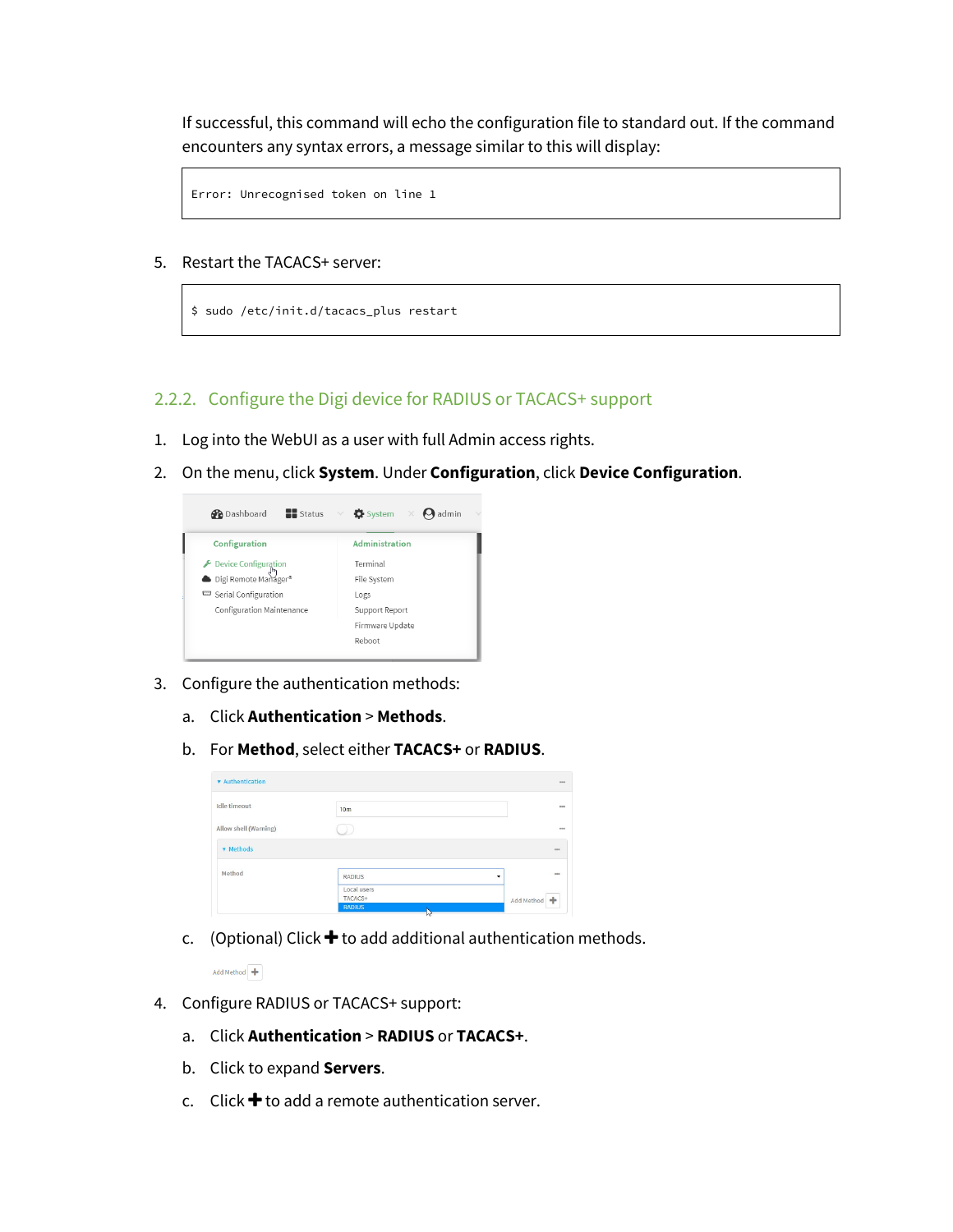If successful, this command will echo the configuration file to standard out. If the command encounters any syntax errors, a message similar to this will display:

```
Error: Unrecognised token on line 1
```

5. Restart the TACACS+ server:

```
$ sudo /etc/init.d/tacacs_plus restart
```

### 2.2.2. Configure the Digi device for RADIUS or TACACS+ support

1. Log into the WebUI as a user with full Admin access rights.
2. On the menu, click **System**. Under **Configuration**, click **Device Configuration**.
3. Configure the authentication methods:
   a. Click **Authentication** > **Methods**.
   b. For **Method**, select either **TACACS+** or **RADIUS**.
   c. (Optional) Click ✚ to add additional authentication methods.
4. Configure RADIUS or TACACS+ support:
   a. Click **Authentication** > **RADIUS** or **TACACS+**.
   b. Click to expand **Servers**.
   c. Click ✚ to add a remote authentication server.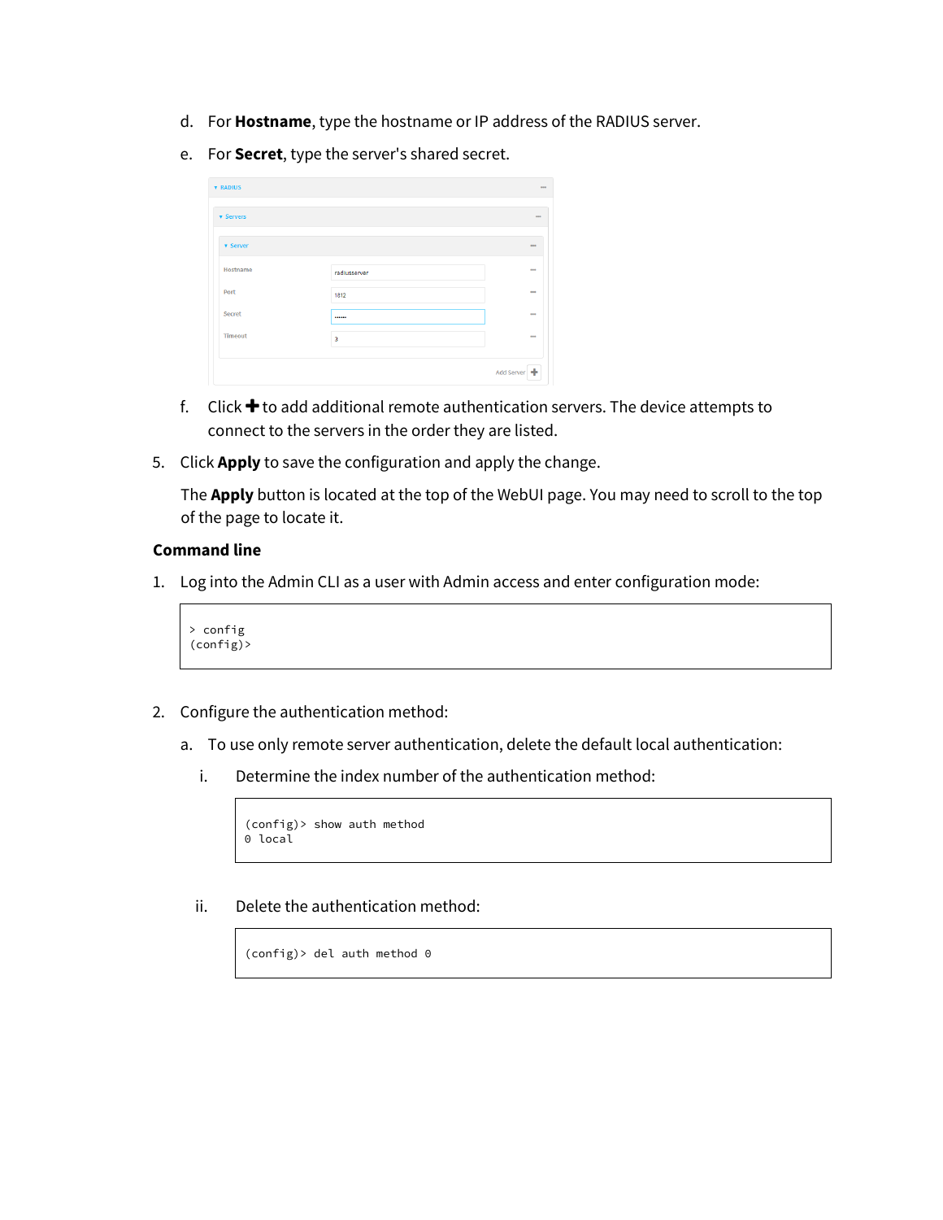d. For **Hostname**, type the hostname or IP address of the RADIUS server.

e. For **Secret**, type the server's shared secret.

f. Click ✚ to add additional remote authentication servers. The device attempts to connect to the servers in the order they are listed.

5. Click **Apply** to save the configuration and apply the change.

   The **Apply** button is located at the top of the WebUI page. You may need to scroll to the top of the page to locate it.

**Command line**

1. Log into the Admin CLI as a user with Admin access and enter configuration mode:

```
> config
(config)>
```

2. Configure the authentication method:

   a. To use only remote server authentication, delete the default local authentication:

      i. Determine the index number of the authentication method:

```
(config)> show auth method
0 local
```

      ii. Delete the authentication method:

```
(config)> del auth method 0
```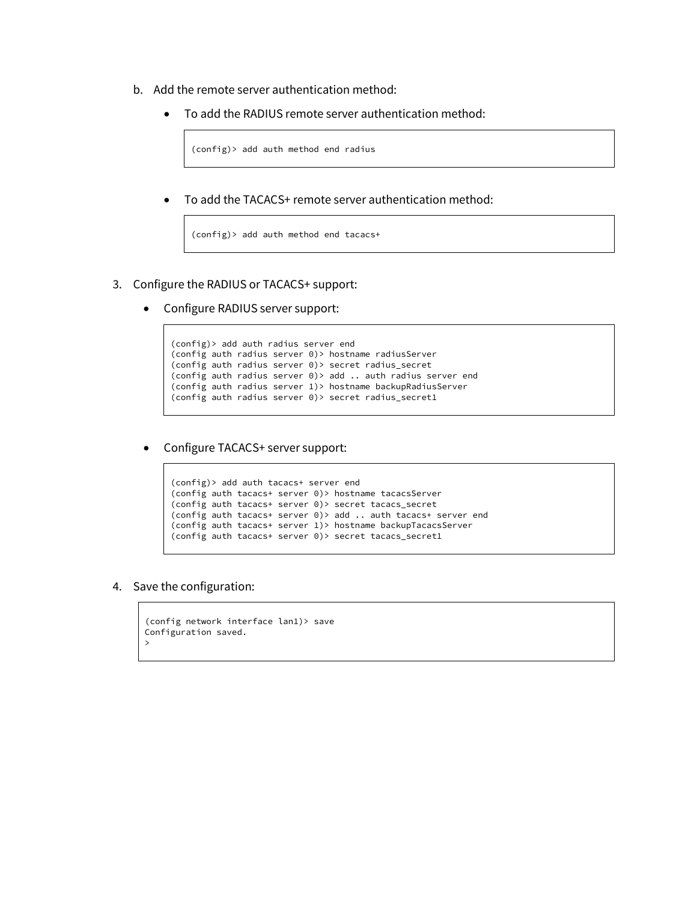b. Add the remote server authentication method:

   - To add the RADIUS remote server authentication method:

     ```
     (config)> add auth method end radius
     ```

   - To add the TACACS+ remote server authentication method:

     ```
     (config)> add auth method end tacacs+
     ```

3. Configure the RADIUS or TACACS+ support:

   - Configure RADIUS server support:

     ```
     (config)> add auth radius server end
     (config auth radius server 0)> hostname radiusServer
     (config auth radius server 0)> secret radius_secret
     (config auth radius server 0)> add .. auth radius server end
     (config auth radius server 1)> hostname backupRadiusServer
     (config auth radius server 0)> secret radius_secret1
     ```

   - Configure TACACS+ server support:

     ```
     (config)> add auth tacacs+ server end
     (config auth tacacs+ server 0)> hostname tacacsServer
     (config auth tacacs+ server 0)> secret tacacs_secret
     (config auth tacacs+ server 0)> add .. auth tacacs+ server end
     (config auth tacacs+ server 1)> hostname backupTacacsServer
     (config auth tacacs+ server 0)> secret tacacs_secret1
     ```

4. Save the configuration:

   ```
   (config network interface lan1)> save
   Configuration saved.
   >
   ```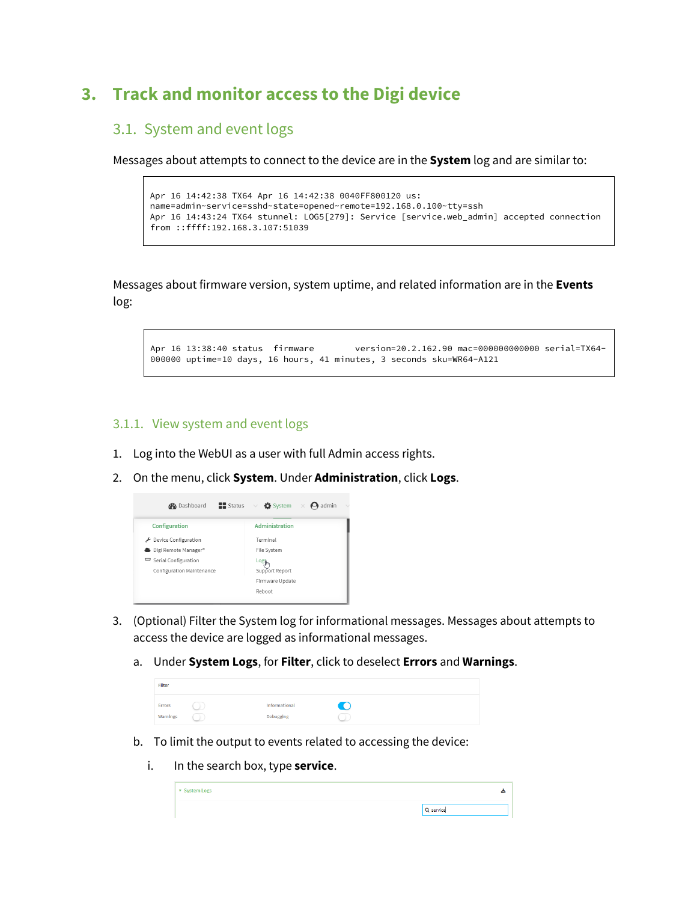# 3. Track and monitor access to the Digi device

## 3.1. System and event logs

Messages about attempts to connect to the device are in the **System** log and are similar to:

```
Apr 16 14:42:38 TX64 Apr 16 14:42:38 0040FF800120 us:
name=admin~service=sshd~state=opened~remote=192.168.0.100~tty=ssh
Apr 16 14:43:24 TX64 stunnel: LOG5[279]: Service [service.web_admin] accepted connection
from ::ffff:192.168.3.107:51039
```

Messages about firmware version, system uptime, and related information are in the **Events** log:

```
Apr 16 13:38:40 status  firmware       version=20.2.162.90 mac=000000000000 serial=TX64-
000000 uptime=10 days, 16 hours, 41 minutes, 3 seconds sku=WR64-A121
```

### 3.1.1. View system and event logs

1. Log into the WebUI as a user with full Admin access rights.
2. On the menu, click **System**. Under **Administration**, click **Logs**.
3. (Optional) Filter the System log for informational messages. Messages about attempts to access the device are logged as informational messages.
   a. Under **System Logs**, for **Filter**, click to deselect **Errors** and **Warnings**.
   b. To limit the output to events related to accessing the device:
      i. In the search box, type **service**.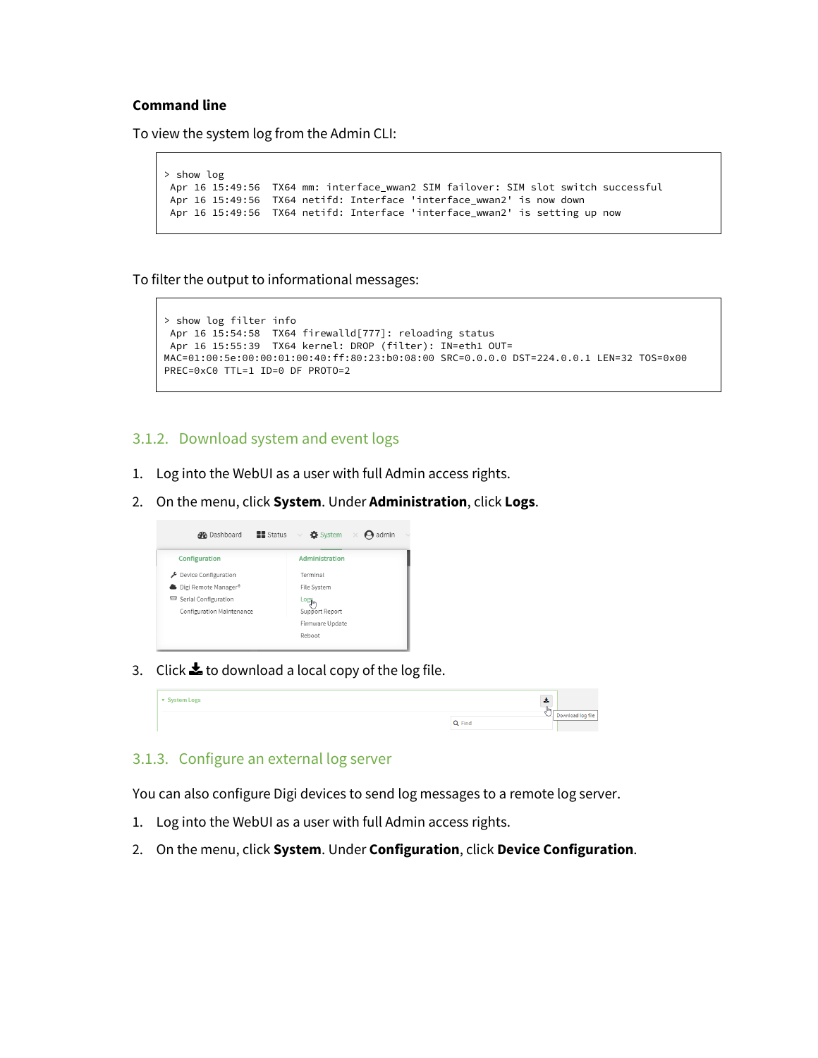**Command line**

To view the system log from the Admin CLI:

```
> show log
 Apr 16 15:49:56  TX64 mm: interface_wwan2 SIM failover: SIM slot switch successful
 Apr 16 15:49:56  TX64 netifd: Interface 'interface_wwan2' is now down
 Apr 16 15:49:56  TX64 netifd: Interface 'interface_wwan2' is setting up now
```

To filter the output to informational messages:

```
> show log filter info
 Apr 16 15:54:58  TX64 firewalld[777]: reloading status
 Apr 16 15:55:39  TX64 kernel: DROP (filter): IN=eth1 OUT=
MAC=01:00:5e:00:00:01:00:40:ff:80:23:b0:08:00 SRC=0.0.0.0 DST=224.0.0.1 LEN=32 TOS=0x00
PREC=0xC0 TTL=1 ID=0 DF PROTO=2
```

### 3.1.2. Download system and event logs

1. Log into the WebUI as a user with full Admin access rights.
2. On the menu, click **System**. Under **Administration**, click **Logs**.
3. Click to download a local copy of the log file.

### 3.1.3. Configure an external log server

You can also configure Digi devices to send log messages to a remote log server.

1. Log into the WebUI as a user with full Admin access rights.
2. On the menu, click **System**. Under **Configuration**, click **Device Configuration**.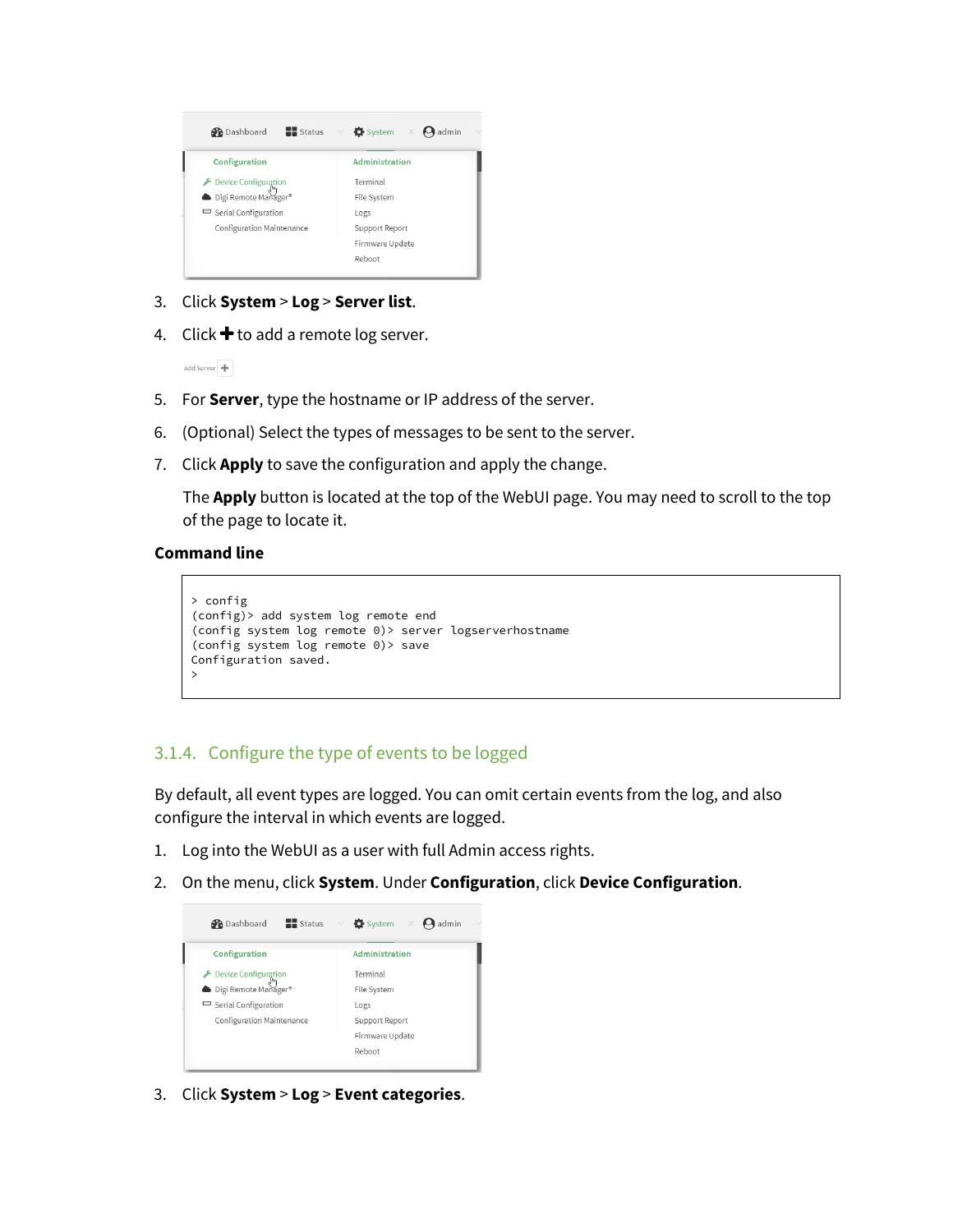3. Click **System** > **Log** > **Server list**.
4. Click ✚ to add a remote log server.
5. For **Server**, type the hostname or IP address of the server.
6. (Optional) Select the types of messages to be sent to the server.
7. Click **Apply** to save the configuration and apply the change.

   The **Apply** button is located at the top of the WebUI page. You may need to scroll to the top of the page to locate it.

**Command line**

```
> config
(config)> add system log remote end
(config system log remote 0)> server logserverhostname
(config system log remote 0)> save
Configuration saved.
>
```

### 3.1.4. Configure the type of events to be logged

By default, all event types are logged. You can omit certain events from the log, and also configure the interval in which events are logged.

1. Log into the WebUI as a user with full Admin access rights.
2. On the menu, click **System**. Under **Configuration**, click **Device Configuration**.
3. Click **System** > **Log** > **Event categories**.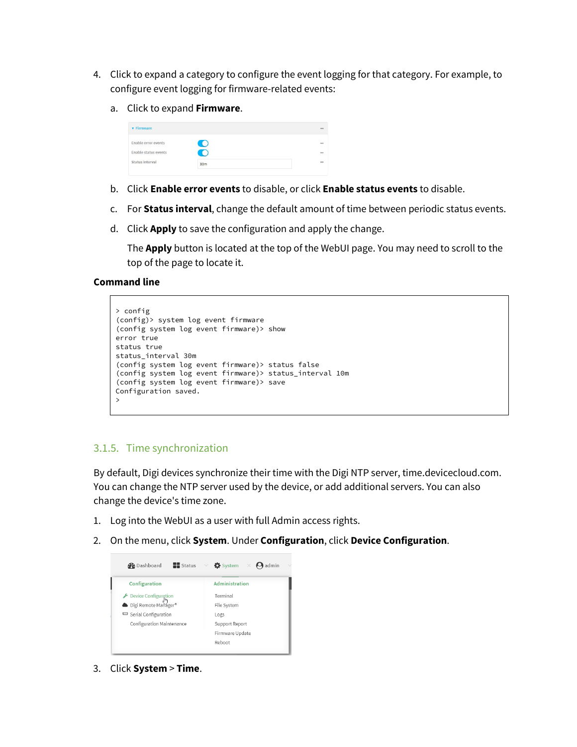4. Click to expand a category to configure the event logging for that category. For example, to configure event logging for firmware-related events:

   a. Click to expand **Firmware**.

   b. Click **Enable error events** to disable, or click **Enable status events** to disable.

   c. For **Status interval**, change the default amount of time between periodic status events.

   d. Click **Apply** to save the configuration and apply the change.

      The **Apply** button is located at the top of the WebUI page. You may need to scroll to the top of the page to locate it.

**Command line**

```
> config
(config)> system log event firmware
(config system log event firmware)> show
error true
status true
status_interval 30m
(config system log event firmware)> status false
(config system log event firmware)> status_interval 10m
(config system log event firmware)> save
Configuration saved.
>
```

### 3.1.5. Time synchronization

By default, Digi devices synchronize their time with the Digi NTP server, time.devicecloud.com. You can change the NTP server used by the device, or add additional servers. You can also change the device's time zone.

1. Log into the WebUI as a user with full Admin access rights.
2. On the menu, click **System**. Under **Configuration**, click **Device Configuration**.
3. Click **System** > **Time**.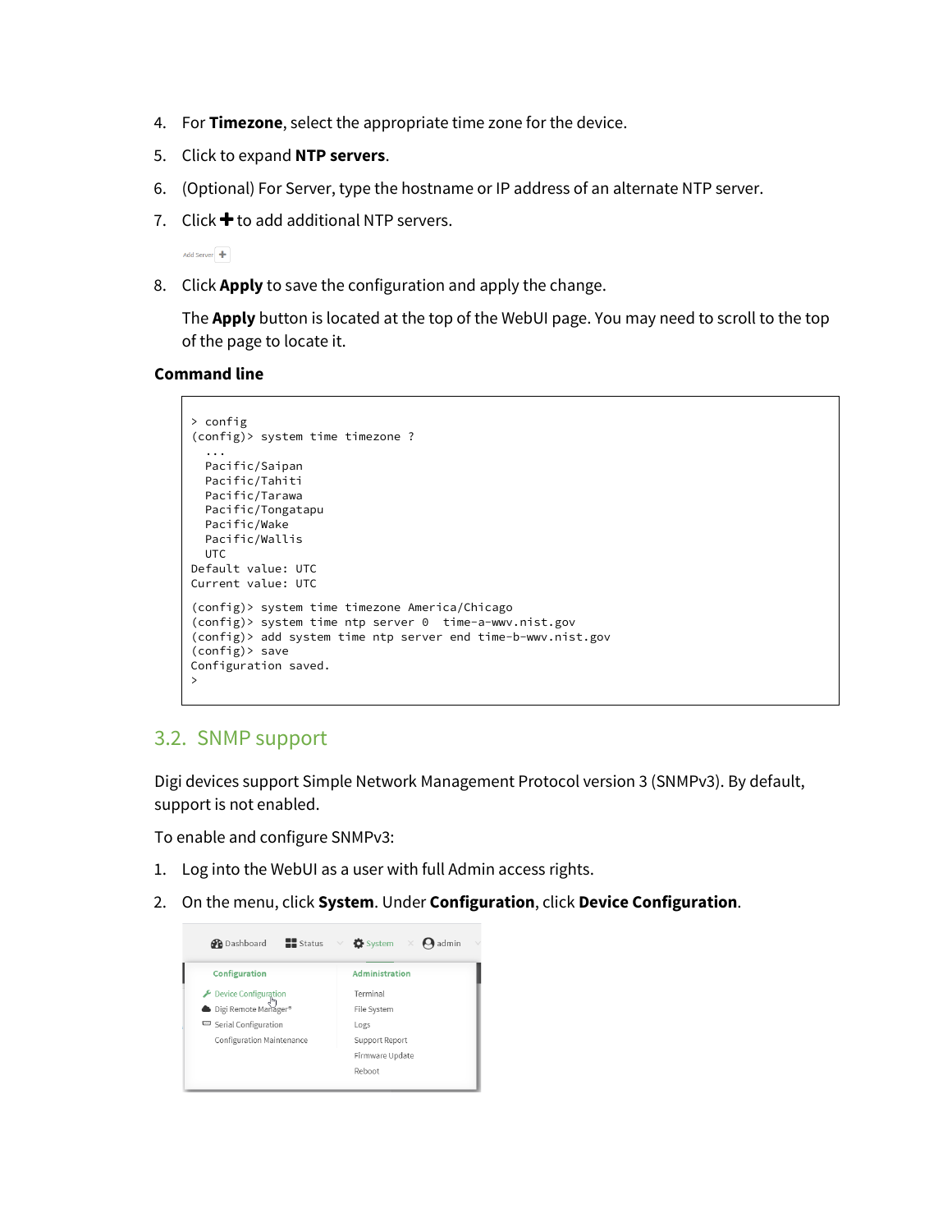4. For **Timezone**, select the appropriate time zone for the device.
5. Click to expand **NTP servers**.
6. (Optional) For Server, type the hostname or IP address of an alternate NTP server.
7. Click ✚ to add additional NTP servers.

   Add Server ✚

8. Click **Apply** to save the configuration and apply the change.

   The **Apply** button is located at the top of the WebUI page. You may need to scroll to the top of the page to locate it.

**Command line**

```
> config
(config)> system time timezone ?
  ...
  Pacific/Saipan
  Pacific/Tahiti
  Pacific/Tarawa
  Pacific/Tongatapu
  Pacific/Wake
  Pacific/Wallis
  UTC
Default value: UTC
Current value: UTC

(config)> system time timezone America/Chicago
(config)> system time ntp server 0  time-a-wwv.nist.gov
(config)> add system time ntp server end time-b-wwv.nist.gov
(config)> save
Configuration saved.
>
```

## 3.2. SNMP support

Digi devices support Simple Network Management Protocol version 3 (SNMPv3). By default, support is not enabled.

To enable and configure SNMPv3:

1. Log into the WebUI as a user with full Admin access rights.
2. On the menu, click **System**. Under **Configuration**, click **Device Configuration**.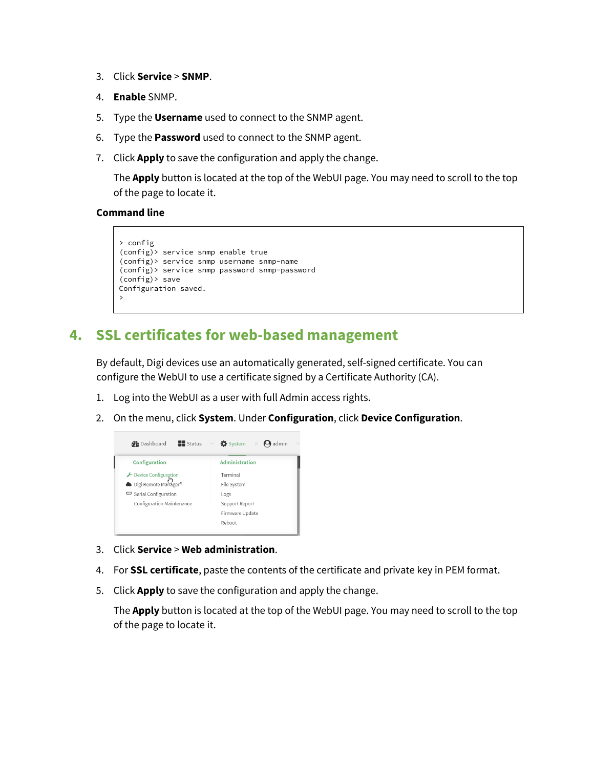3. Click **Service** > **SNMP**.
4. **Enable** SNMP.
5. Type the **Username** used to connect to the SNMP agent.
6. Type the **Password** used to connect to the SNMP agent.
7. Click **Apply** to save the configuration and apply the change.

   The **Apply** button is located at the top of the WebUI page. You may need to scroll to the top of the page to locate it.

**Command line**

```
> config
(config)> service snmp enable true
(config)> service snmp username snmp-name
(config)> service snmp password snmp-password
(config)> save
Configuration saved.
>
```

## 4. SSL certificates for web-based management

By default, Digi devices use an automatically generated, self-signed certificate. You can configure the WebUI to use a certificate signed by a Certificate Authority (CA).

1. Log into the WebUI as a user with full Admin access rights.
2. On the menu, click **System**. Under **Configuration**, click **Device Configuration**.
3. Click **Service** > **Web administration**.
4. For **SSL certificate**, paste the contents of the certificate and private key in PEM format.
5. Click **Apply** to save the configuration and apply the change.

   The **Apply** button is located at the top of the WebUI page. You may need to scroll to the top of the page to locate it.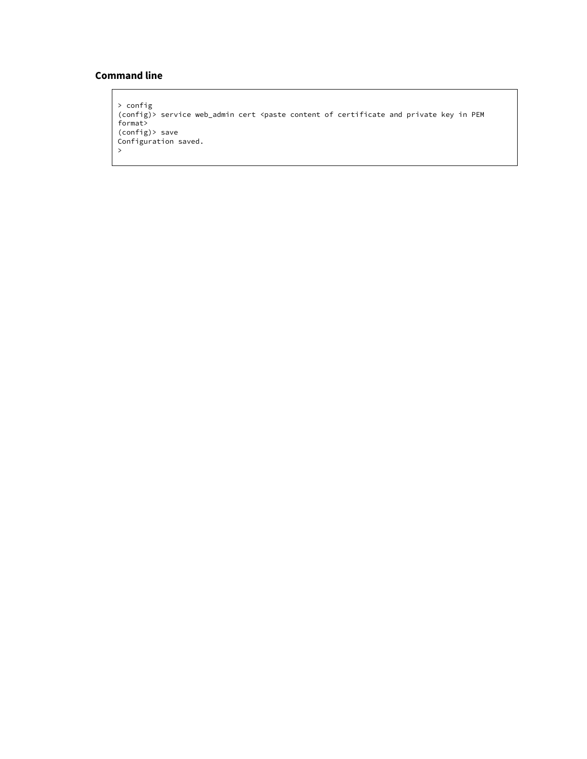### Command line

```
> config
(config)> service web_admin cert <paste content of certificate and private key in PEM
format>
(config)> save
Configuration saved.
>
```